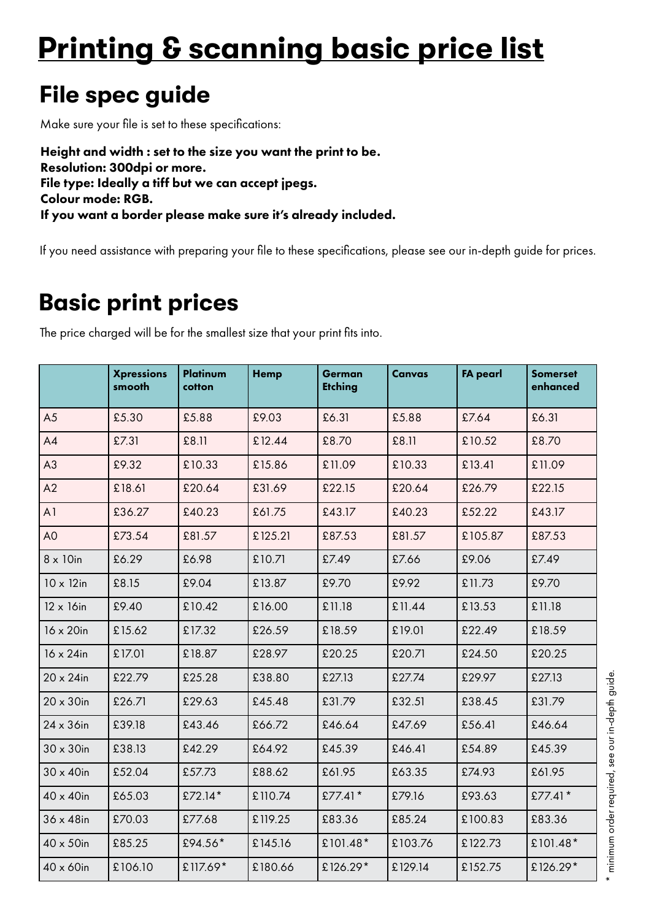# Printing & scanning basic price list

## File spec guide

Make sure your file is set to these specifications:

**Height and width : set to the size you want the print to be.**
**Resolution: 300dpi or more.**
**File type: Ideally a tiff but we can accept jpegs.**
**Colour mode: RGB.**
**If you want a border please make sure it's already included.**

If you need assistance with preparing your file to these specifications, please see our in-depth guide for prices.

## Basic print prices

The price charged will be for the smallest size that your print fits into.

| | Xpressions smooth | Platinum cotton | Hemp | German Etching | Canvas | FA pearl | Somerset enhanced |
|---|---|---|---|---|---|---|---|
| A5 | £5.30 | £5.88 | £9.03 | £6.31 | £5.88 | £7.64 | £6.31 |
| A4 | £7.31 | £8.11 | £12.44 | £8.70 | £8.11 | £10.52 | £8.70 |
| A3 | £9.32 | £10.33 | £15.86 | £11.09 | £10.33 | £13.41 | £11.09 |
| A2 | £18.61 | £20.64 | £31.69 | £22.15 | £20.64 | £26.79 | £22.15 |
| A1 | £36.27 | £40.23 | £61.75 | £43.17 | £40.23 | £52.22 | £43.17 |
| A0 | £73.54 | £81.57 | £125.21 | £87.53 | £81.57 | £105.87 | £87.53 |
| 8 x 10in | £6.29 | £6.98 | £10.71 | £7.49 | £7.66 | £9.06 | £7.49 |
| 10 x 12in | £8.15 | £9.04 | £13.87 | £9.70 | £9.92 | £11.73 | £9.70 |
| 12 x 16in | £9.40 | £10.42 | £16.00 | £11.18 | £11.44 | £13.53 | £11.18 |
| 16 x 20in | £15.62 | £17.32 | £26.59 | £18.59 | £19.01 | £22.49 | £18.59 |
| 16 x 24in | £17.01 | £18.87 | £28.97 | £20.25 | £20.71 | £24.50 | £20.25 |
| 20 x 24in | £22.79 | £25.28 | £38.80 | £27.13 | £27.74 | £29.97 | £27.13 |
| 20 x 30in | £26.71 | £29.63 | £45.48 | £31.79 | £32.51 | £38.45 | £31.79 |
| 24 x 36in | £39.18 | £43.46 | £66.72 | £46.64 | £47.69 | £56.41 | £46.64 |
| 30 x 30in | £38.13 | £42.29 | £64.92 | £45.39 | £46.41 | £54.89 | £45.39 |
| 30 x 40in | £52.04 | £57.73 | £88.62 | £61.95 | £63.35 | £74.93 | £61.95 |
| 40 x 40in | £65.03 | £72.14* | £110.74 | £77.41* | £79.16 | £93.63 | £77.41* |
| 36 x 48in | £70.03 | £77.68 | £119.25 | £83.36 | £85.24 | £100.83 | £83.36 |
| 40 x 50in | £85.25 | £94.56* | £145.16 | £101.48* | £103.76 | £122.73 | £101.48* |
| 40 x 60in | £106.10 | £117.69* | £180.66 | £126.29* | £129.14 | £152.75 | £126.29* |

\* minimum order required, see our in-depth guide.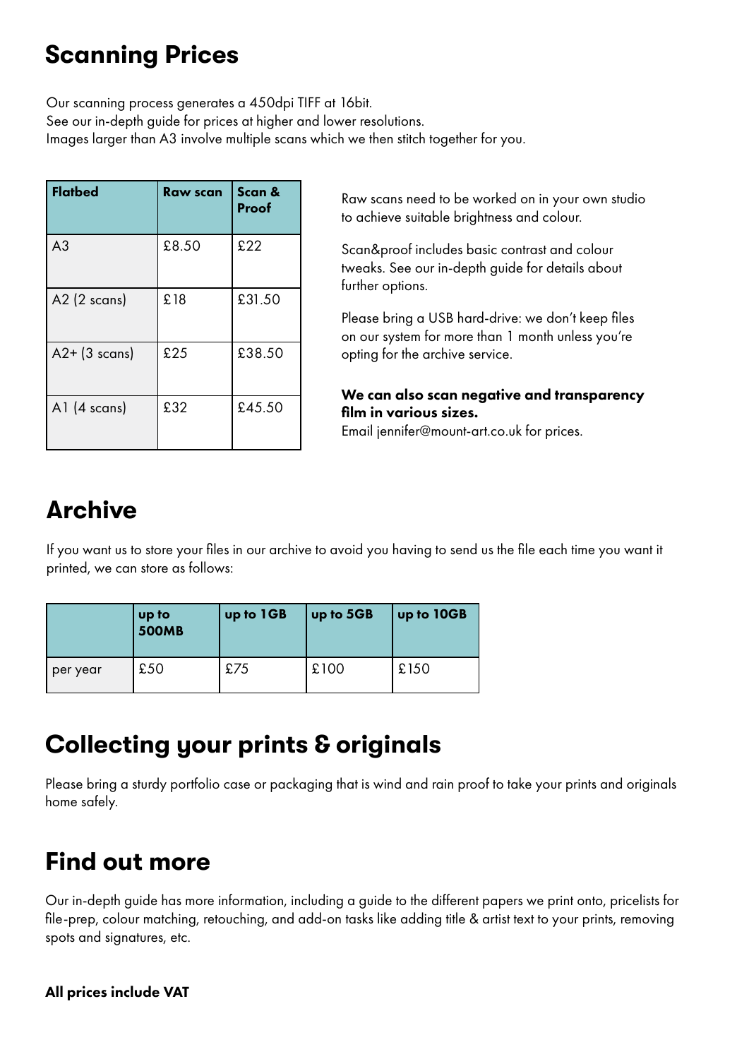# Scanning Prices

Our scanning process generates a 450dpi TIFF at 16bit.
See our in-depth guide for prices at higher and lower resolutions.
Images larger than A3 involve multiple scans which we then stitch together for you.

| Flatbed | Raw scan | Scan & Proof |
|---|---|---|
| A3 | £8.50 | £22 |
| A2 (2 scans) | £18 | £31.50 |
| A2+ (3 scans) | £25 | £38.50 |
| A1 (4 scans) | £32 | £45.50 |

Raw scans need to be worked on in your own studio to achieve suitable brightness and colour.

Scan&proof includes basic contrast and colour tweaks. See our in-depth guide for details about further options.

Please bring a USB hard-drive: we don't keep files on our system for more than 1 month unless you're opting for the archive service.

**We can also scan negative and transparency film in various sizes.**
Email jennifer@mount-art.co.uk for prices.

# Archive

If you want us to store your files in our archive to avoid you having to send us the file each time you want it printed, we can store as follows:

| | up to 500MB | up to 1GB | up to 5GB | up to 10GB |
|---|---|---|---|---|
| per year | £50 | £75 | £100 | £150 |

# Collecting your prints & originals

Please bring a sturdy portfolio case or packaging that is wind and rain proof to take your prints and originals home safely.

# Find out more

Our in-depth guide has more information, including a guide to the different papers we print onto, pricelists for file-prep, colour matching, retouching, and add-on tasks like adding title & artist text to your prints, removing spots and signatures, etc.

**All prices include VAT**